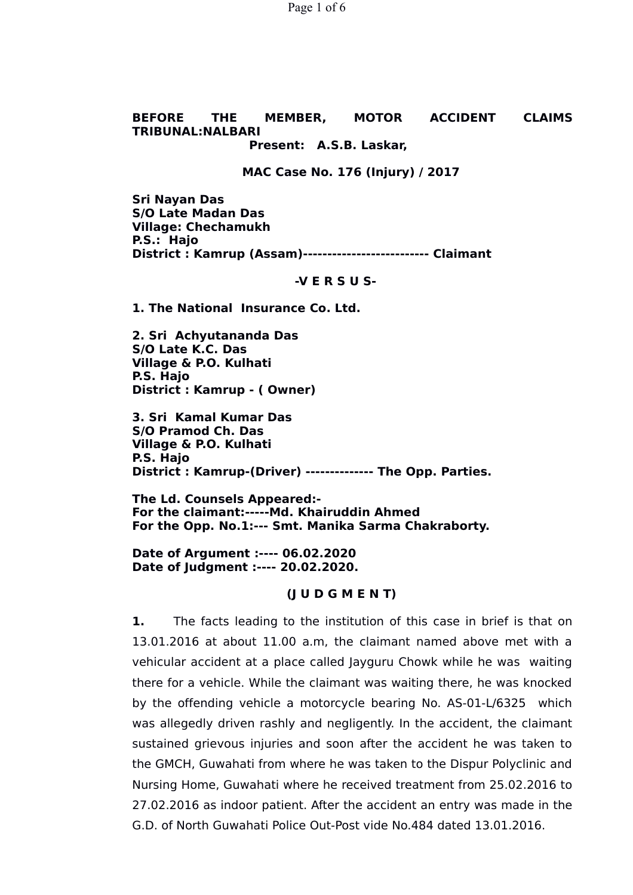**BEFORE THE MEMBER, MOTOR ACCIDENT CLAIMS TRIBUNAL:NALBARI**

**Present: A.S.B. Laskar,**

**MAC Case No. 176 (Injury) / 2017**

**Sri Nayan Das**
**S/O Late Madan Das**
**Village: Chechamukh**
**P.S.: Hajo**
**District : Kamrup (Assam)-------------------------- Claimant**

**-V E R S U S-**

**1. The National Insurance Co. Ltd.**

**2. Sri Achyutananda Das**
**S/O Late K.C. Das**
**Village & P.O. Kulhati**
**P.S. Hajo**
**District : Kamrup - ( Owner)**

**3. Sri Kamal Kumar Das**
**S/O Pramod Ch. Das**
**Village & P.O. Kulhati**
**P.S. Hajo**
**District : Kamrup-(Driver) -------------- The Opp. Parties.**

**The Ld. Counsels Appeared:-**
**For the claimant:-----Md. Khairuddin Ahmed**
**For the Opp. No.1:--- Smt. Manika Sarma Chakraborty.**

**Date of Argument :---- 06.02.2020**
**Date of Judgment :---- 20.02.2020.**

**(J U D G M E N T)**

**1.** The facts leading to the institution of this case in brief is that on 13.01.2016 at about 11.00 a.m, the claimant named above met with a vehicular accident at a place called Jayguru Chowk while he was waiting there for a vehicle. While the claimant was waiting there, he was knocked by the offending vehicle a motorcycle bearing No. AS-01-L/6325 which was allegedly driven rashly and negligently. In the accident, the claimant sustained grievous injuries and soon after the accident he was taken to the GMCH, Guwahati from where he was taken to the Dispur Polyclinic and Nursing Home, Guwahati where he received treatment from 25.02.2016 to 27.02.2016 as indoor patient. After the accident an entry was made in the G.D. of North Guwahati Police Out-Post vide No.484 dated 13.01.2016.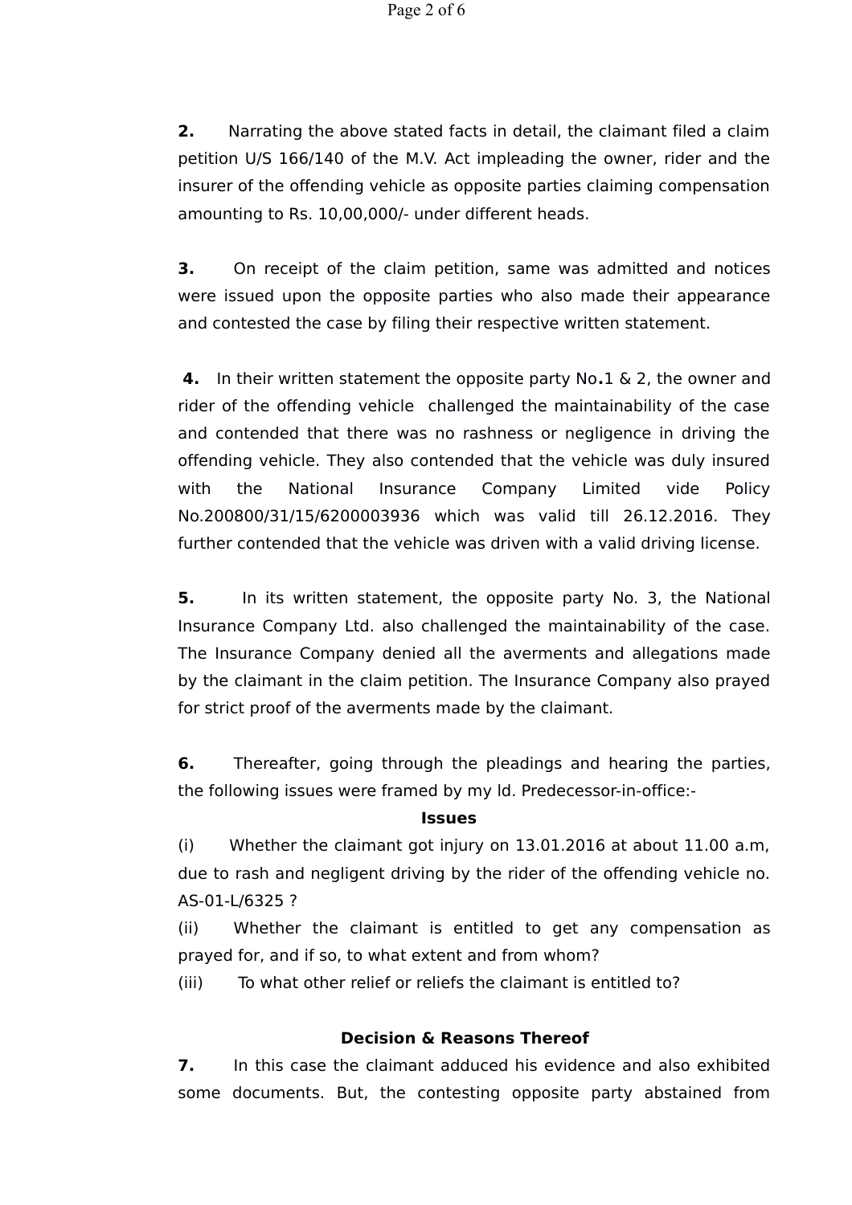**2.** Narrating the above stated facts in detail, the claimant filed a claim petition U/S 166/140 of the M.V. Act impleading the owner, rider and the insurer of the offending vehicle as opposite parties claiming compensation amounting to Rs. 10,00,000/- under different heads.

**3.** On receipt of the claim petition, same was admitted and notices were issued upon the opposite parties who also made their appearance and contested the case by filing their respective written statement.

**4.** In their written statement the opposite party No**.**1 & 2, the owner and rider of the offending vehicle challenged the maintainability of the case and contended that there was no rashness or negligence in driving the offending vehicle. They also contended that the vehicle was duly insured with the National Insurance Company Limited vide Policy No.200800/31/15/6200003936 which was valid till 26.12.2016. They further contended that the vehicle was driven with a valid driving license.

**5.** In its written statement, the opposite party No. 3, the National Insurance Company Ltd. also challenged the maintainability of the case. The Insurance Company denied all the averments and allegations made by the claimant in the claim petition. The Insurance Company also prayed for strict proof of the averments made by the claimant.

**6.** Thereafter, going through the pleadings and hearing the parties, the following issues were framed by my ld. Predecessor-in-office:-

**Issues**

(i) Whether the claimant got injury on 13.01.2016 at about 11.00 a.m, due to rash and negligent driving by the rider of the offending vehicle no. AS-01-L/6325 ?

(ii) Whether the claimant is entitled to get any compensation as prayed for, and if so, to what extent and from whom?

(iii) To what other relief or reliefs the claimant is entitled to?

**Decision & Reasons Thereof**

**7.** In this case the claimant adduced his evidence and also exhibited some documents. But, the contesting opposite party abstained from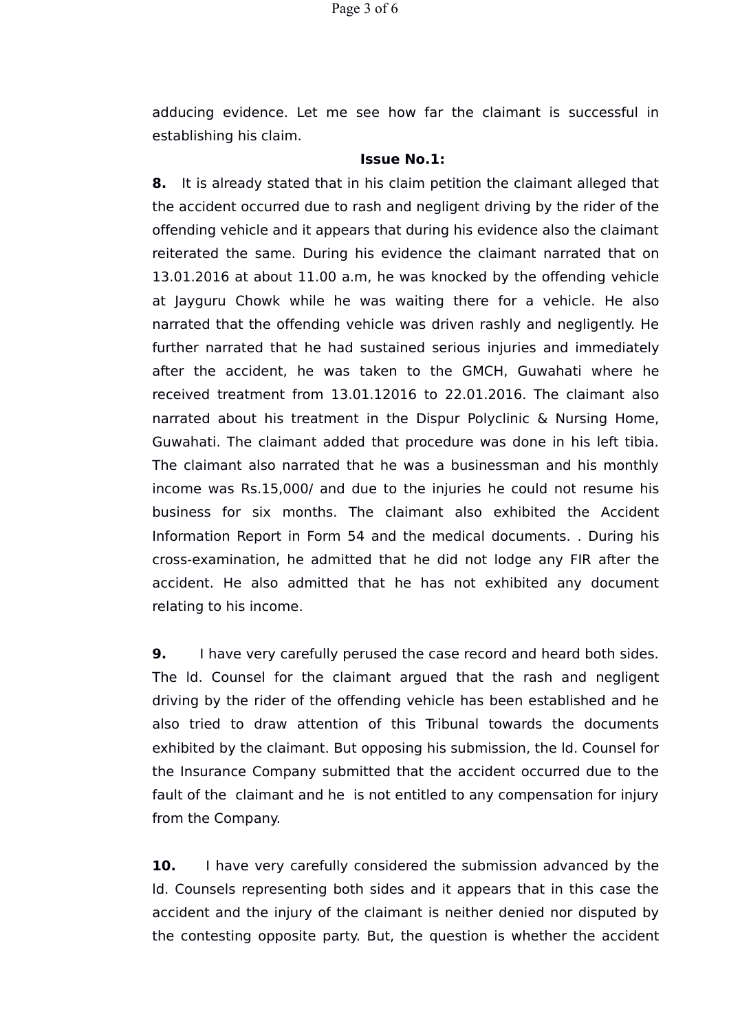adducing evidence. Let me see how far the claimant is successful in establishing his claim.

**Issue No.1:**

**8.** It is already stated that in his claim petition the claimant alleged that the accident occurred due to rash and negligent driving by the rider of the offending vehicle and it appears that during his evidence also the claimant reiterated the same. During his evidence the claimant narrated that on 13.01.2016 at about 11.00 a.m, he was knocked by the offending vehicle at Jayguru Chowk while he was waiting there for a vehicle. He also narrated that the offending vehicle was driven rashly and negligently. He further narrated that he had sustained serious injuries and immediately after the accident, he was taken to the GMCH, Guwahati where he received treatment from 13.01.12016 to 22.01.2016. The claimant also narrated about his treatment in the Dispur Polyclinic & Nursing Home, Guwahati. The claimant added that procedure was done in his left tibia. The claimant also narrated that he was a businessman and his monthly income was Rs.15,000/ and due to the injuries he could not resume his business for six months. The claimant also exhibited the Accident Information Report in Form 54 and the medical documents. . During his cross-examination, he admitted that he did not lodge any FIR after the accident. He also admitted that he has not exhibited any document relating to his income.

**9.** I have very carefully perused the case record and heard both sides. The ld. Counsel for the claimant argued that the rash and negligent driving by the rider of the offending vehicle has been established and he also tried to draw attention of this Tribunal towards the documents exhibited by the claimant. But opposing his submission, the ld. Counsel for the Insurance Company submitted that the accident occurred due to the fault of the claimant and he is not entitled to any compensation for injury from the Company.

**10.** I have very carefully considered the submission advanced by the ld. Counsels representing both sides and it appears that in this case the accident and the injury of the claimant is neither denied nor disputed by the contesting opposite party. But, the question is whether the accident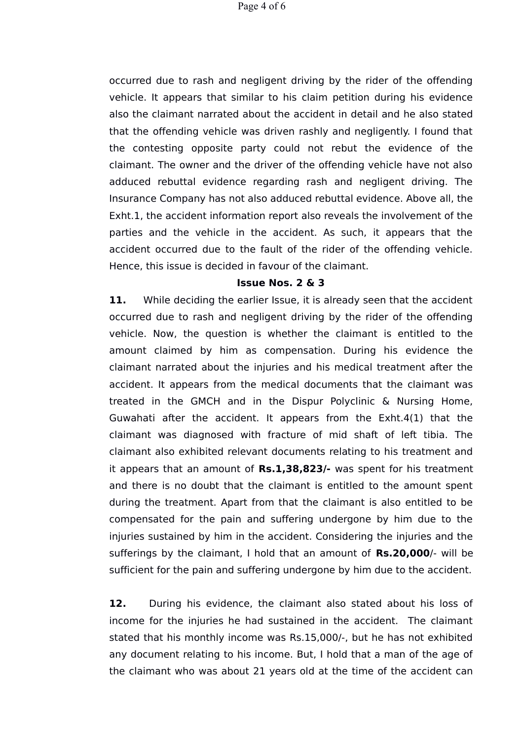occurred due to rash and negligent driving by the rider of the offending vehicle. It appears that similar to his claim petition during his evidence also the claimant narrated about the accident in detail and he also stated that the offending vehicle was driven rashly and negligently. I found that the contesting opposite party could not rebut the evidence of the claimant. The owner and the driver of the offending vehicle have not also adduced rebuttal evidence regarding rash and negligent driving. The Insurance Company has not also adduced rebuttal evidence. Above all, the Exht.1, the accident information report also reveals the involvement of the parties and the vehicle in the accident. As such, it appears that the accident occurred due to the fault of the rider of the offending vehicle. Hence, this issue is decided in favour of the claimant.

**Issue Nos. 2 & 3**

**11.** While deciding the earlier Issue, it is already seen that the accident occurred due to rash and negligent driving by the rider of the offending vehicle. Now, the question is whether the claimant is entitled to the amount claimed by him as compensation. During his evidence the claimant narrated about the injuries and his medical treatment after the accident. It appears from the medical documents that the claimant was treated in the GMCH and in the Dispur Polyclinic & Nursing Home, Guwahati after the accident. It appears from the Exht.4(1) that the claimant was diagnosed with fracture of mid shaft of left tibia. The claimant also exhibited relevant documents relating to his treatment and it appears that an amount of **Rs.1,38,823/-** was spent for his treatment and there is no doubt that the claimant is entitled to the amount spent during the treatment. Apart from that the claimant is also entitled to be compensated for the pain and suffering undergone by him due to the injuries sustained by him in the accident. Considering the injuries and the sufferings by the claimant, I hold that an amount of **Rs.20,000**/- will be sufficient for the pain and suffering undergone by him due to the accident.

**12.** During his evidence, the claimant also stated about his loss of income for the injuries he had sustained in the accident. The claimant stated that his monthly income was Rs.15,000/-, but he has not exhibited any document relating to his income. But, I hold that a man of the age of the claimant who was about 21 years old at the time of the accident can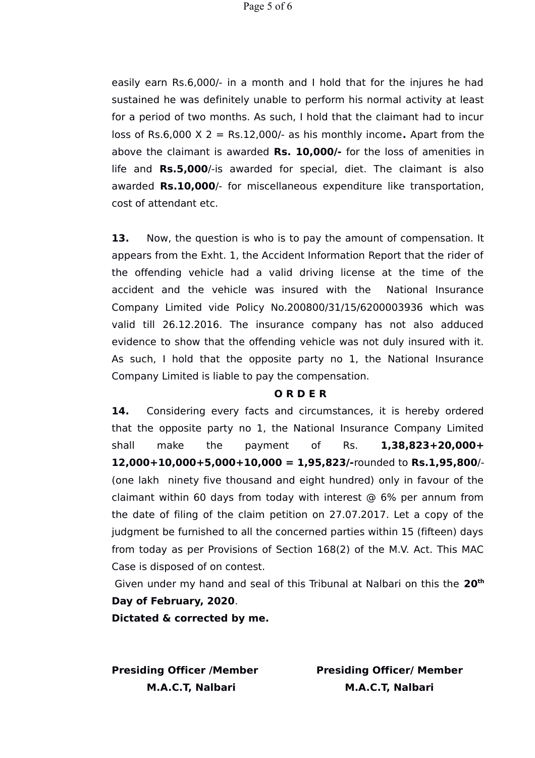easily earn Rs.6,000/- in a month and I hold that for the injures he had sustained he was definitely unable to perform his normal activity at least for a period of two months. As such, I hold that the claimant had to incur loss of Rs.6,000 X 2 = Rs.12,000/- as his monthly income**.** Apart from the above the claimant is awarded **Rs. 10,000/-** for the loss of amenities in life and **Rs.5,000**/-is awarded for special, diet. The claimant is also awarded **Rs.10,000**/- for miscellaneous expenditure like transportation, cost of attendant etc.

**13.** Now, the question is who is to pay the amount of compensation. It appears from the Exht. 1, the Accident Information Report that the rider of the offending vehicle had a valid driving license at the time of the accident and the vehicle was insured with the National Insurance Company Limited vide Policy No.200800/31/15/6200003936 which was valid till 26.12.2016. The insurance company has not also adduced evidence to show that the offending vehicle was not duly insured with it. As such, I hold that the opposite party no 1, the National Insurance Company Limited is liable to pay the compensation.

**O R D E R**

**14.** Considering every facts and circumstances, it is hereby ordered that the opposite party no 1, the National Insurance Company Limited shall make the payment of Rs. **1,38,823+20,000+ 12,000+10,000+5,000+10,000 = 1,95,823/-**rounded to **Rs.1,95,800**/- (one lakh ninety five thousand and eight hundred) only in favour of the claimant within 60 days from today with interest @ 6% per annum from the date of filing of the claim petition on 27.07.2017. Let a copy of the judgment be furnished to all the concerned parties within 15 (fifteen) days from today as per Provisions of Section 168(2) of the M.V. Act. This MAC Case is disposed of on contest.

Given under my hand and seal of this Tribunal at Nalbari on this the **20th Day of February, 2020**.

**Dictated & corrected by me.**

**Presiding Officer /Member**
**M.A.C.T, Nalbari**

**Presiding Officer/ Member**
**M.A.C.T, Nalbari**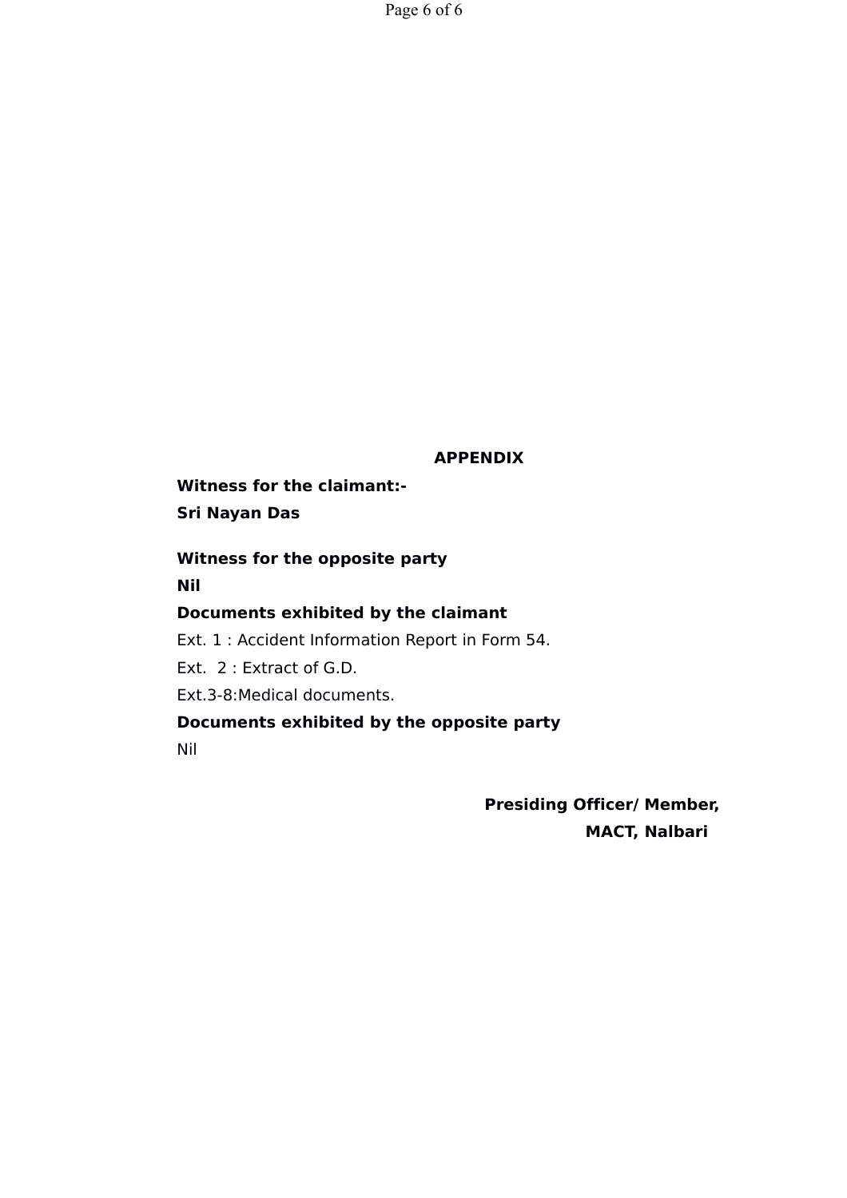## APPENDIX

**Witness for the claimant:-**

**Sri Nayan Das**

**Witness for the opposite party**

**Nil**

**Documents exhibited by the claimant**

Ext. 1 : Accident Information Report in Form 54.

Ext. 2 : Extract of G.D.

Ext.3-8:Medical documents.

**Documents exhibited by the opposite party**

Nil

**Presiding Officer/ Member,**
**MACT, Nalbari**